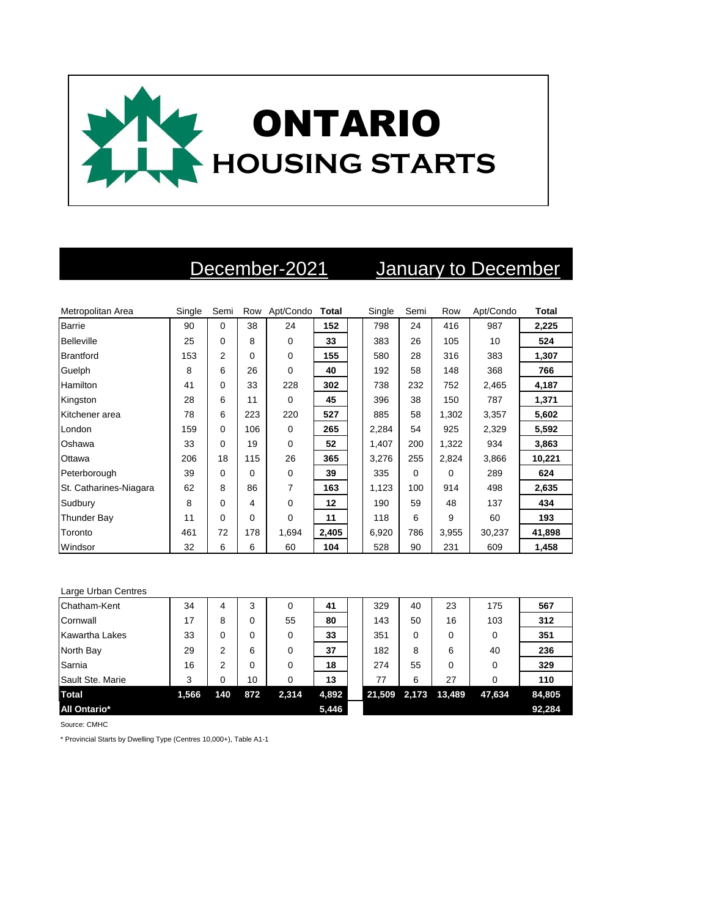# ONTARIO
## HOUSING STARTS

| | December-2021 | | | | | January to December | | | | |
|---|---|---|---|---|---|---|---|---|---|---|
| Metropolitan Area | Single | Semi | Row | Apt/Condo | **Total** | Single | Semi | Row | Apt/Condo | **Total** |
| Barrie | 90 | 0 | 38 | 24 | **152** | 798 | 24 | 416 | 987 | **2,225** |
| Belleville | 25 | 0 | 8 | 0 | **33** | 383 | 26 | 105 | 10 | **524** |
| Brantford | 153 | 2 | 0 | 0 | **155** | 580 | 28 | 316 | 383 | **1,307** |
| Guelph | 8 | 6 | 26 | 0 | **40** | 192 | 58 | 148 | 368 | **766** |
| Hamilton | 41 | 0 | 33 | 228 | **302** | 738 | 232 | 752 | 2,465 | **4,187** |
| Kingston | 28 | 6 | 11 | 0 | **45** | 396 | 38 | 150 | 787 | **1,371** |
| Kitchener area | 78 | 6 | 223 | 220 | **527** | 885 | 58 | 1,302 | 3,357 | **5,602** |
| London | 159 | 0 | 106 | 0 | **265** | 2,284 | 54 | 925 | 2,329 | **5,592** |
| Oshawa | 33 | 0 | 19 | 0 | **52** | 1,407 | 200 | 1,322 | 934 | **3,863** |
| Ottawa | 206 | 18 | 115 | 26 | **365** | 3,276 | 255 | 2,824 | 3,866 | **10,221** |
| Peterborough | 39 | 0 | 0 | 0 | **39** | 335 | 0 | 0 | 289 | **624** |
| St. Catharines-Niagara | 62 | 8 | 86 | 7 | **163** | 1,123 | 100 | 914 | 498 | **2,635** |
| Sudbury | 8 | 0 | 4 | 0 | **12** | 190 | 59 | 48 | 137 | **434** |
| Thunder Bay | 11 | 0 | 0 | 0 | **11** | 118 | 6 | 9 | 60 | **193** |
| Toronto | 461 | 72 | 178 | 1,694 | **2,405** | 6,920 | 786 | 3,955 | 30,237 | **41,898** |
| Windsor | 32 | 6 | 6 | 60 | **104** | 528 | 90 | 231 | 609 | **1,458** |
| Large Urban Centres | | | | | | | | | | |
| Chatham-Kent | 34 | 4 | 3 | 0 | **41** | 329 | 40 | 23 | 175 | **567** |
| Cornwall | 17 | 8 | 0 | 55 | **80** | 143 | 50 | 16 | 103 | **312** |
| Kawartha Lakes | 33 | 0 | 0 | 0 | **33** | 351 | 0 | 0 | 0 | **351** |
| North Bay | 29 | 2 | 6 | 0 | **37** | 182 | 8 | 6 | 40 | **236** |
| Sarnia | 16 | 2 | 0 | 0 | **18** | 274 | 55 | 0 | 0 | **329** |
| Sault Ste. Marie | 3 | 0 | 10 | 0 | **13** | 77 | 6 | 27 | 0 | **110** |
| **Total** | **1,566** | **140** | **872** | **2,314** | **4,892** | **21,509** | **2,173** | **13,489** | **47,634** | **84,805** |
| **All Ontario*** | | | | | **5,446** | | | | | **92,284** |

Source: CMHC

* Provincial Starts by Dwelling Type (Centres 10,000+), Table A1-1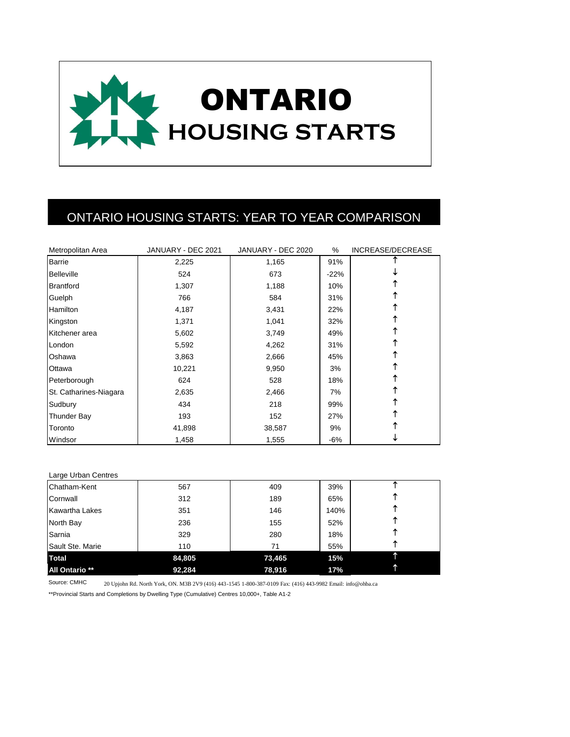# ONTARIO HOUSING STARTS

## ONTARIO HOUSING STARTS: YEAR TO YEAR COMPARISON

| Metropolitan Area | JANUARY - DEC 2021 | JANUARY - DEC 2020 | % | INCREASE/DECREASE |
|---|---|---|---|---|
| Barrie | 2,225 | 1,165 | 91% | ↑ |
| Belleville | 524 | 673 | -22% | ↓ |
| Brantford | 1,307 | 1,188 | 10% | ↑ |
| Guelph | 766 | 584 | 31% | ↑ |
| Hamilton | 4,187 | 3,431 | 22% | ↑ |
| Kingston | 1,371 | 1,041 | 32% | ↑ |
| Kitchener area | 5,602 | 3,749 | 49% | ↑ |
| London | 5,592 | 4,262 | 31% | ↑ |
| Oshawa | 3,863 | 2,666 | 45% | ↑ |
| Ottawa | 10,221 | 9,950 | 3% | ↑ |
| Peterborough | 624 | 528 | 18% | ↑ |
| St. Catharines-Niagara | 2,635 | 2,466 | 7% | ↑ |
| Sudbury | 434 | 218 | 99% | ↑ |
| Thunder Bay | 193 | 152 | 27% | ↑ |
| Toronto | 41,898 | 38,587 | 9% | ↑ |
| Windsor | 1,458 | 1,555 | -6% | ↓ |
| **Large Urban Centres** | | | | |
| Chatham-Kent | 567 | 409 | 39% | ↑ |
| Cornwall | 312 | 189 | 65% | ↑ |
| Kawartha Lakes | 351 | 146 | 140% | ↑ |
| North Bay | 236 | 155 | 52% | ↑ |
| Sarnia | 329 | 280 | 18% | ↑ |
| Sault Ste. Marie | 110 | 71 | 55% | ↑ |
| **Total** | **84,805** | **73,465** | **15%** | ↑ |
| **All Ontario \*\*** | **92,284** | **78,916** | **17%** | ↑ |

Source: CMHC    20 Upjohn Rd. North York, ON. M3B 2V9 (416) 443-1545 1-800-387-0109 Fax: (416) 443-9982 Email: info@ohba.ca

**Provincial Starts and Completions by Dwelling Type (Cumulative) Centres 10,000+, Table A1-2